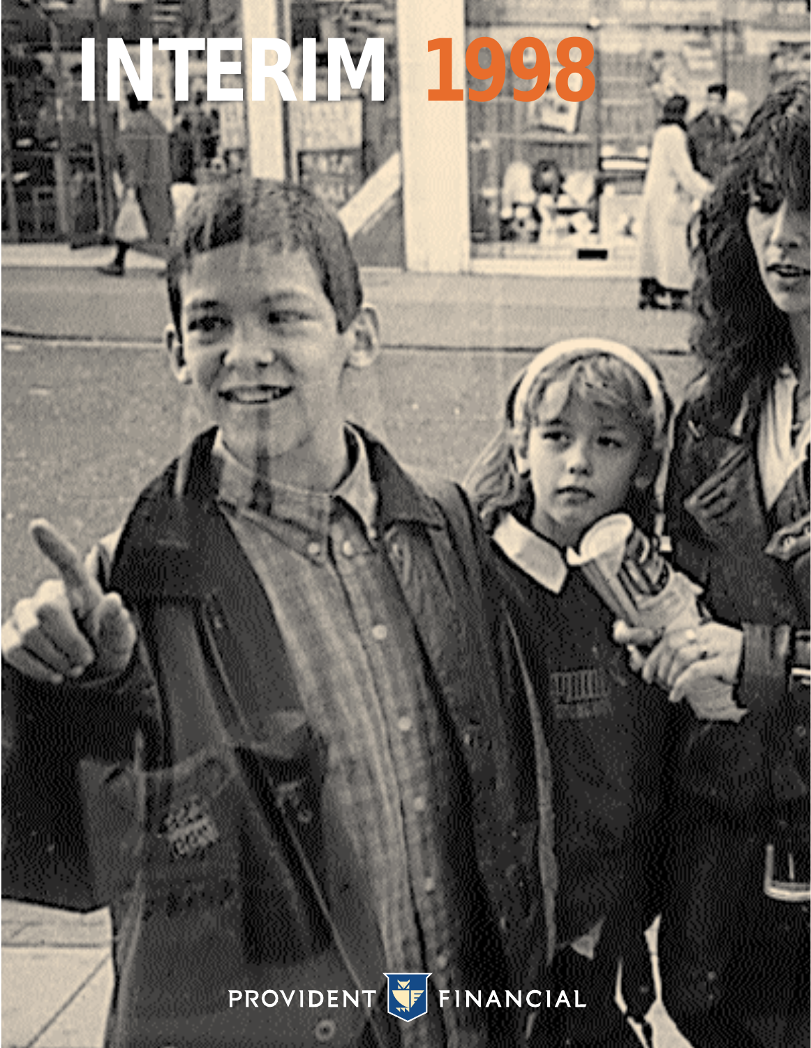# INTERIM 1998

PROVIDENT FINANCIAL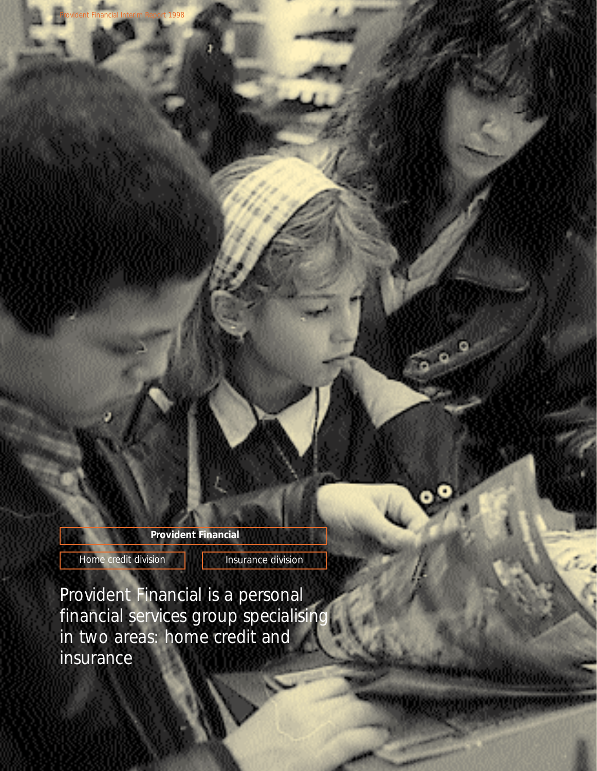**Provident Financial**

Home credit division | Insurance division

Provident Financial is a personal financial services group specialising in two areas: home credit and insurance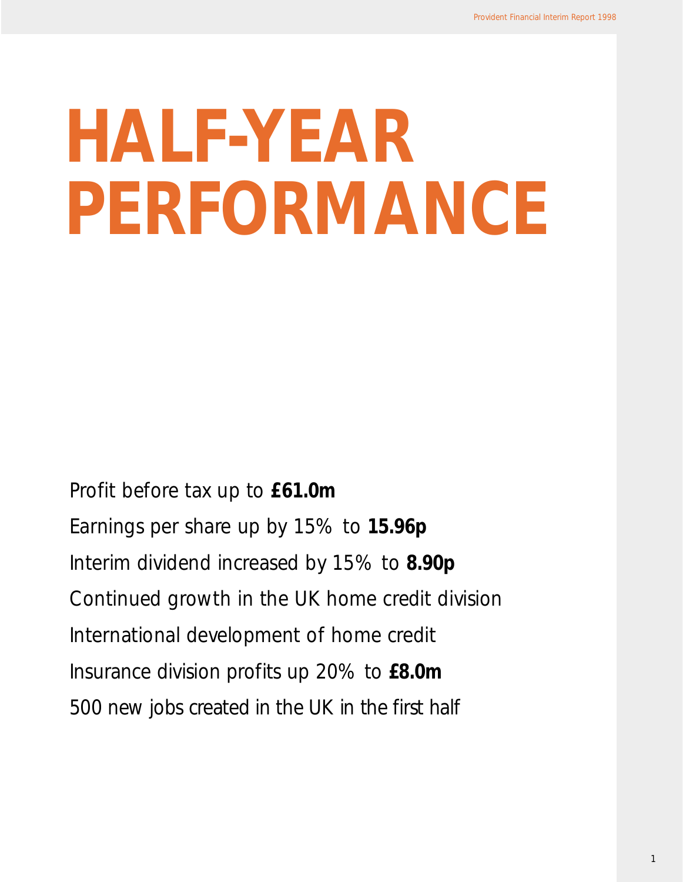# HALF-YEAR PERFORMANCE

Profit before tax up to **£61.0m**

Earnings per share up by 15% to **15.96p**

Interim dividend increased by 15% to **8.90p**

Continued growth in the UK home credit division

International development of home credit

Insurance division profits up 20% to **£8.0m**

500 new jobs created in the UK in the first half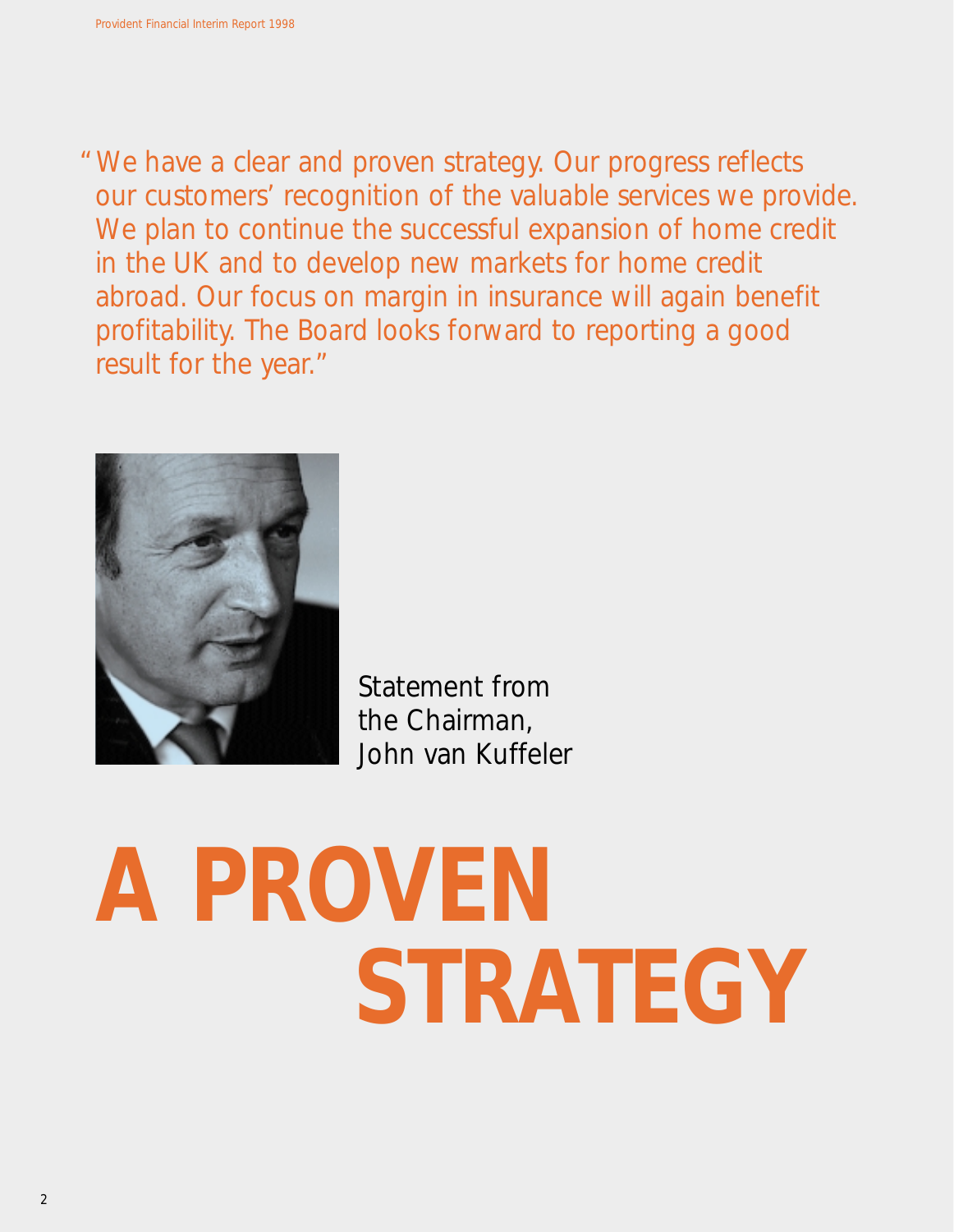"We have a clear and proven strategy. Our progress reflects our customers' recognition of the valuable services we provide. We plan to continue the successful expansion of home credit in the UK and to develop new markets for home credit abroad. Our focus on margin in insurance will again benefit profitability. The Board looks forward to reporting a good result for the year."

Statement from the Chairman, John van Kuffeler

# A PROVEN STRATEGY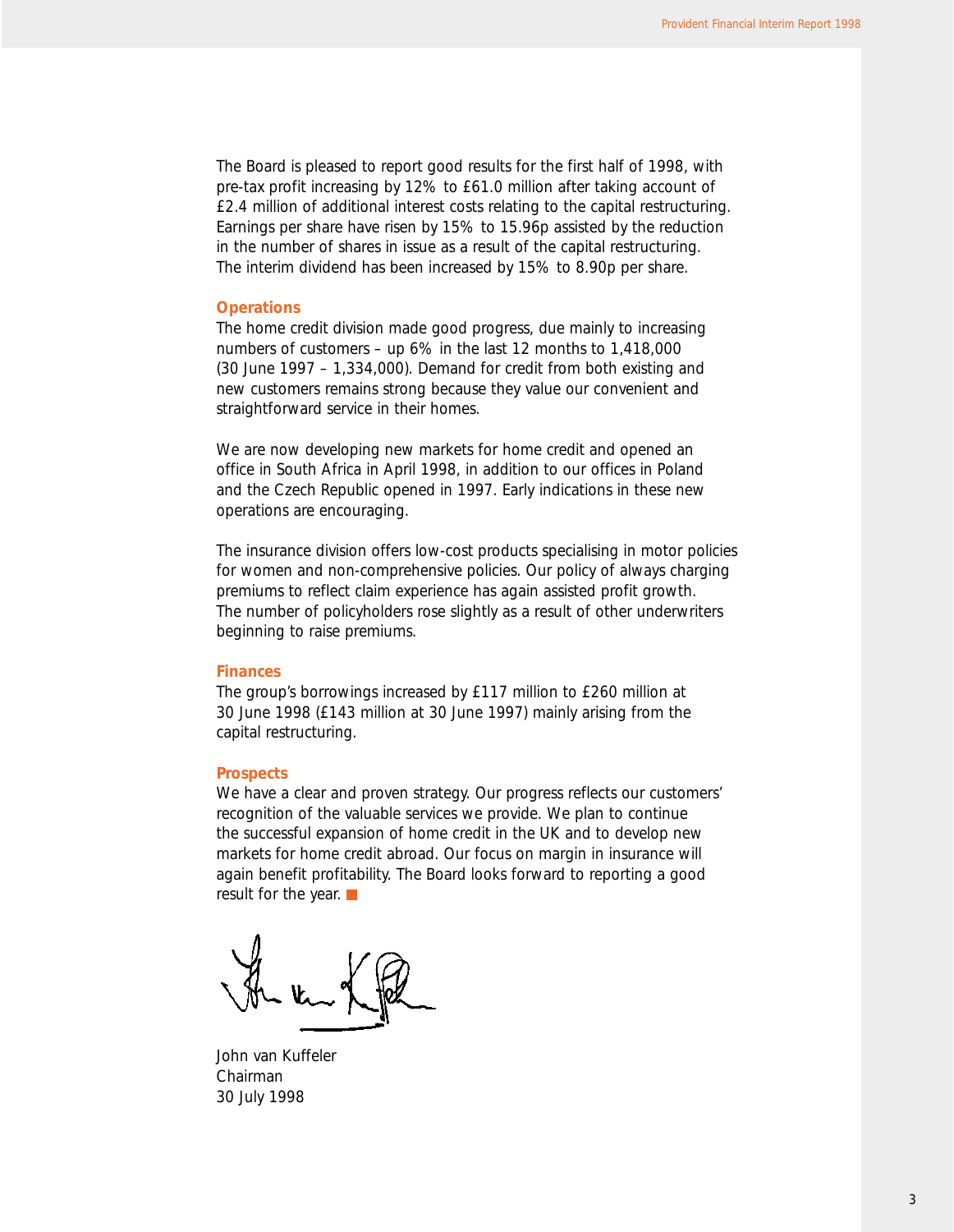The Board is pleased to report good results for the first half of 1998, with pre-tax profit increasing by 12% to £61.0 million after taking account of £2.4 million of additional interest costs relating to the capital restructuring. Earnings per share have risen by 15% to 15.96p assisted by the reduction in the number of shares in issue as a result of the capital restructuring. The interim dividend has been increased by 15% to 8.90p per share.

### Operations

The home credit division made good progress, due mainly to increasing numbers of customers – up 6% in the last 12 months to 1,418,000 (30 June 1997 – 1,334,000). Demand for credit from both existing and new customers remains strong because they value our convenient and straightforward service in their homes.

We are now developing new markets for home credit and opened an office in South Africa in April 1998, in addition to our offices in Poland and the Czech Republic opened in 1997. Early indications in these new operations are encouraging.

The insurance division offers low-cost products specialising in motor policies for women and non-comprehensive policies. Our policy of always charging premiums to reflect claim experience has again assisted profit growth. The number of policyholders rose slightly as a result of other underwriters beginning to raise premiums.

### Finances

The group's borrowings increased by £117 million to £260 million at 30 June 1998 (£143 million at 30 June 1997) mainly arising from the capital restructuring.

### Prospects

We have a clear and proven strategy. Our progress reflects our customers' recognition of the valuable services we provide. We plan to continue the successful expansion of home credit in the UK and to develop new markets for home credit abroad. Our focus on margin in insurance will again benefit profitability. The Board looks forward to reporting a good result for the year. ■

John van Kuffeler
Chairman
30 July 1998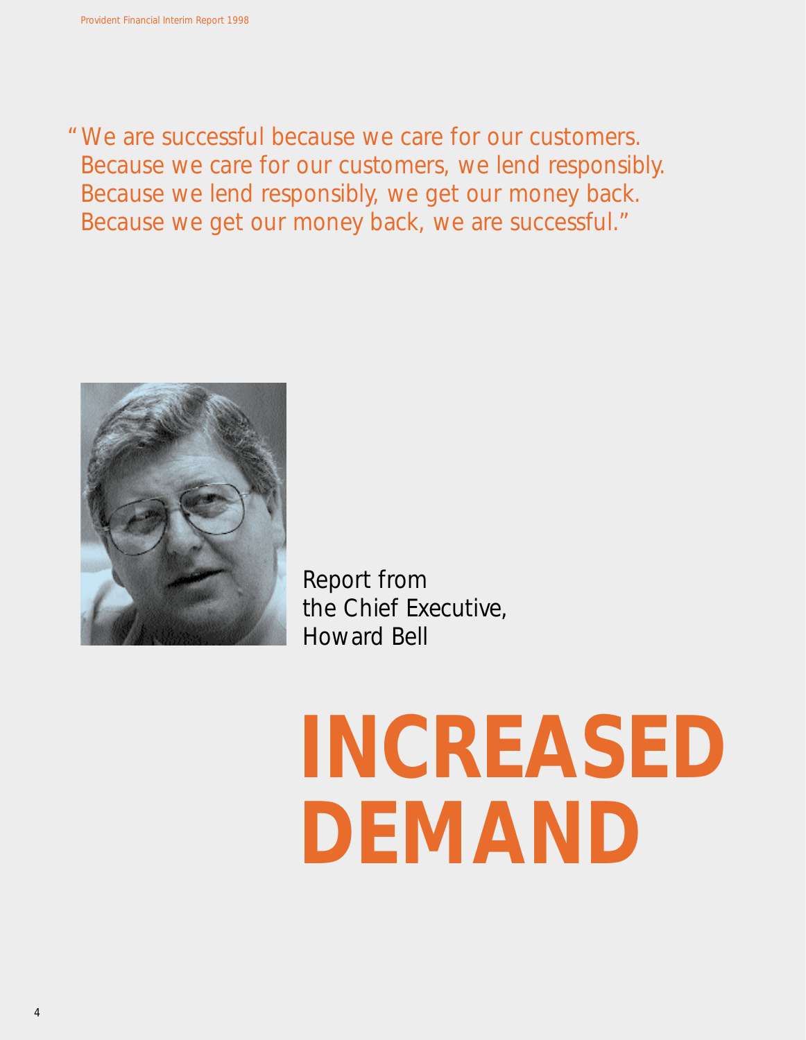"We are successful because we care for our customers.
Because we care for our customers, we lend responsibly.
Because we lend responsibly, we get our money back.
Because we get our money back, we are successful."

Report from
the Chief Executive,
Howard Bell

# INCREASED DEMAND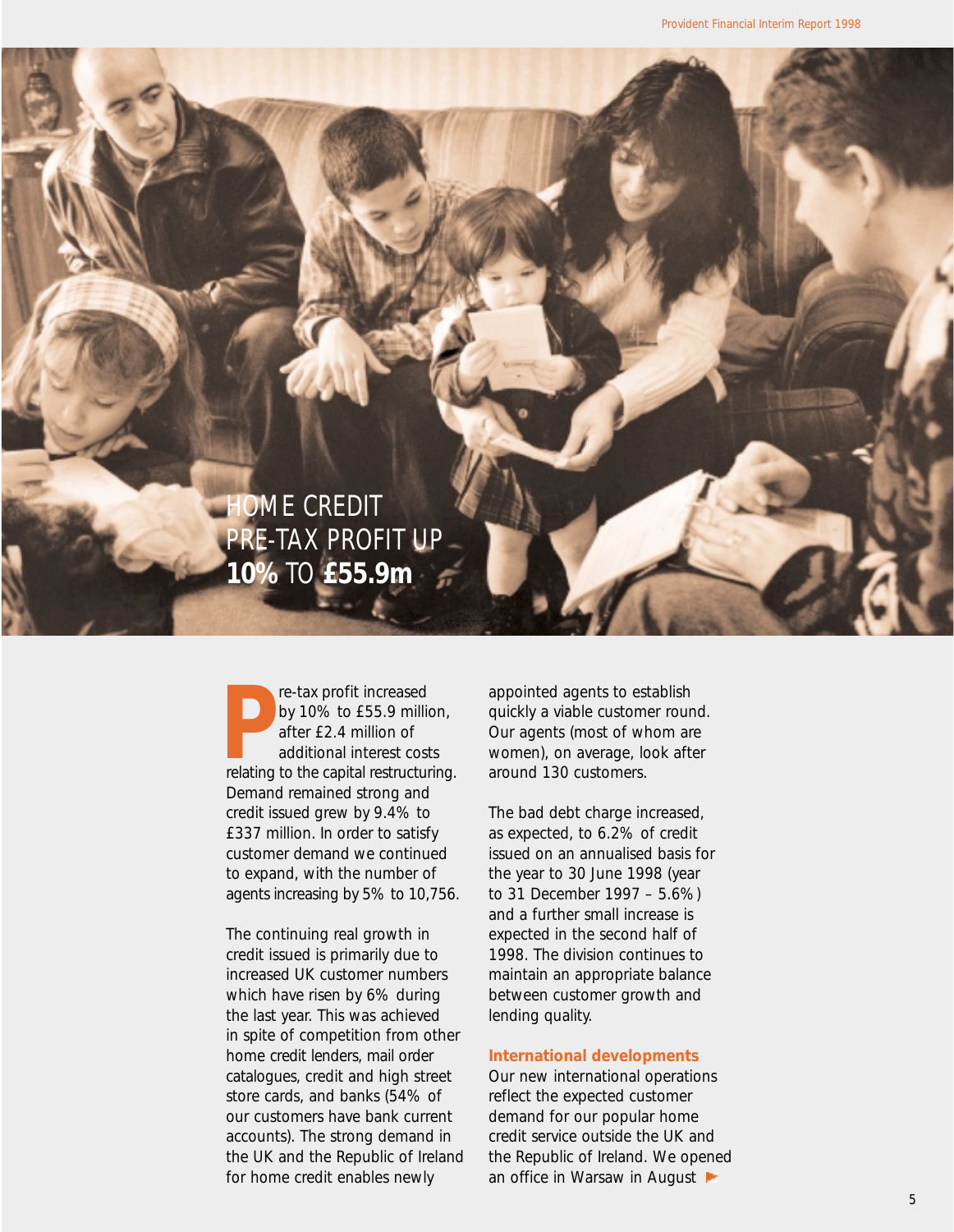# HOME CREDIT PRE-TAX PROFIT UP **10%** TO **£55.9m**

Pre-tax profit increased by 10% to £55.9 million, after £2.4 million of additional interest costs relating to the capital restructuring. Demand remained strong and credit issued grew by 9.4% to £337 million. In order to satisfy customer demand we continued to expand, with the number of agents increasing by 5% to 10,756.

The continuing real growth in credit issued is primarily due to increased UK customer numbers which have risen by 6% during the last year. This was achieved in spite of competition from other home credit lenders, mail order catalogues, credit and high street store cards, and banks (54% of our customers have bank current accounts). The strong demand in the UK and the Republic of Ireland for home credit enables newly appointed agents to establish quickly a viable customer round. Our agents (most of whom are women), on average, look after around 130 customers.

The bad debt charge increased, as expected, to 6.2% of credit issued on an annualised basis for the year to 30 June 1998 (year to 31 December 1997 – 5.6%) and a further small increase is expected in the second half of 1998. The division continues to maintain an appropriate balance between customer growth and lending quality.

## International developments

Our new international operations reflect the expected customer demand for our popular home credit service outside the UK and the Republic of Ireland. We opened an office in Warsaw in August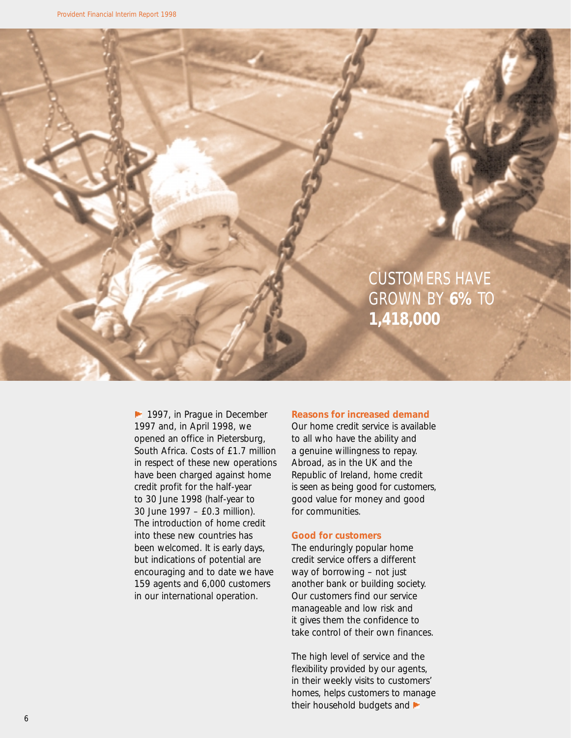CUSTOMERS HAVE GROWN BY **6%** TO **1,418,000**

1997, in Prague in December 1997 and, in April 1998, we opened an office in Pietersburg, South Africa. Costs of £1.7 million in respect of these new operations have been charged against home credit profit for the half-year to 30 June 1998 (half-year to 30 June 1997 – £0.3 million). The introduction of home credit into these new countries has been welcomed. It is early days, but indications of potential are encouraging and to date we have 159 agents and 6,000 customers in our international operation.

**Reasons for increased demand**

Our home credit service is available to all who have the ability and a genuine willingness to repay. Abroad, as in the UK and the Republic of Ireland, home credit is seen as being good for customers, good value for money and good for communities.

**Good for customers**

The enduringly popular home credit service offers a different way of borrowing – not just another bank or building society. Our customers find our service manageable and low risk and it gives them the confidence to take control of their own finances.

The high level of service and the flexibility provided by our agents, in their weekly visits to customers' homes, helps customers to manage their household budgets and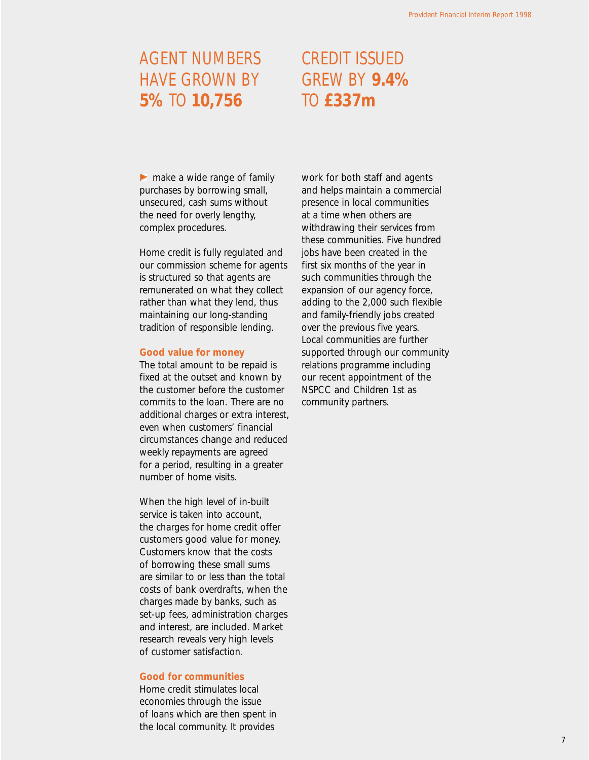## AGENT NUMBERS HAVE GROWN BY **5%** TO **10,756**

## CREDIT ISSUED GREW BY **9.4%** TO **£337m**

- make a wide range of family purchases by borrowing small, unsecured, cash sums without the need for overly lengthy, complex procedures.

Home credit is fully regulated and our commission scheme for agents is structured so that agents are remunerated on what they collect rather than what they lend, thus maintaining our long-standing tradition of responsible lending.

**Good value for money**

The total amount to be repaid is fixed at the outset and known by the customer before the customer commits to the loan. There are no additional charges or extra interest, even when customers' financial circumstances change and reduced weekly repayments are agreed for a period, resulting in a greater number of home visits.

When the high level of in-built service is taken into account, the charges for home credit offer customers good value for money. Customers know that the costs of borrowing these small sums are similar to or less than the total costs of bank overdrafts, when the charges made by banks, such as set-up fees, administration charges and interest, are included. Market research reveals very high levels of customer satisfaction.

**Good for communities**

Home credit stimulates local economies through the issue of loans which are then spent in the local community. It provides work for both staff and agents and helps maintain a commercial presence in local communities at a time when others are withdrawing their services from these communities. Five hundred jobs have been created in the first six months of the year in such communities through the expansion of our agency force, adding to the 2,000 such flexible and family-friendly jobs created over the previous five years. Local communities are further supported through our community relations programme including our recent appointment of the NSPCC and Children 1st as community partners.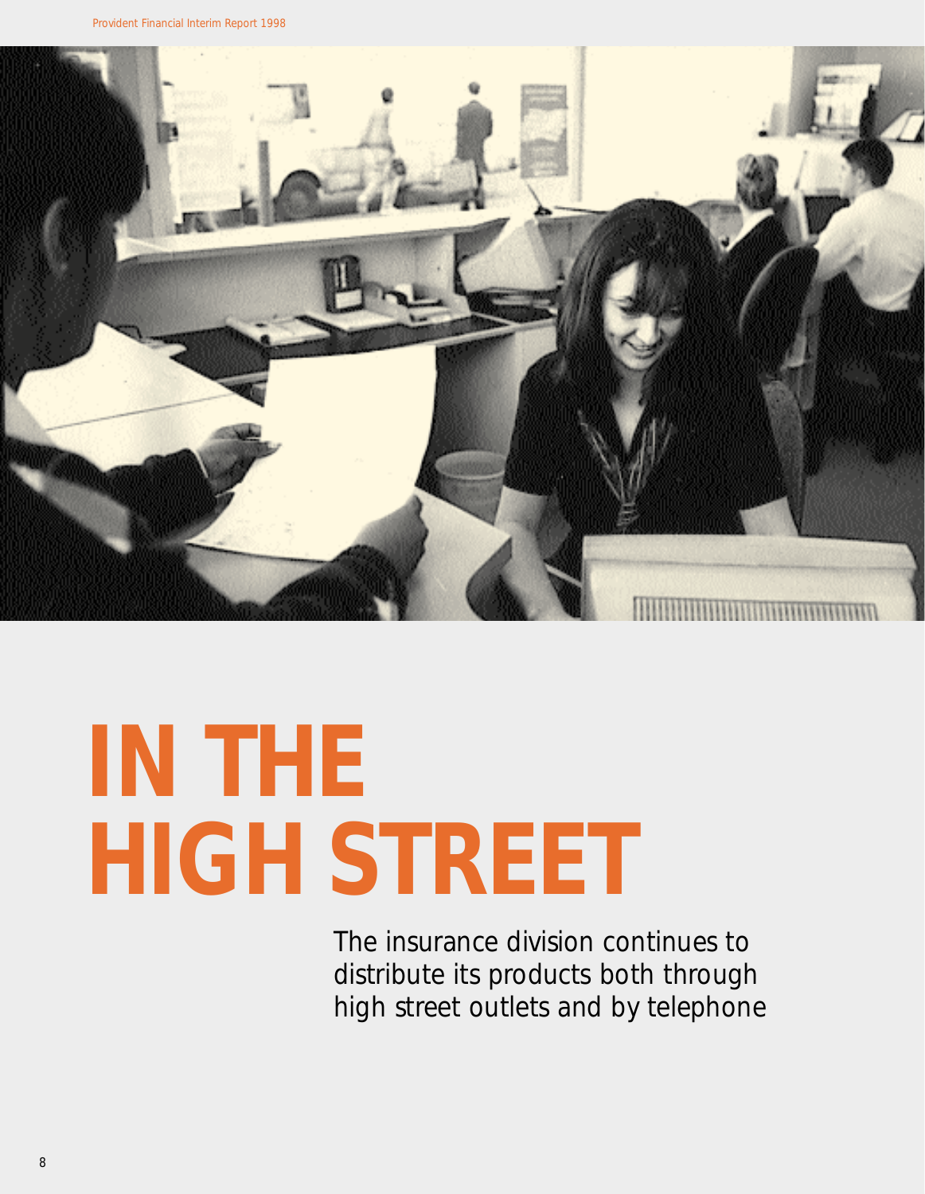# IN THE HIGH STREET

The insurance division continues to distribute its products both through high street outlets and by telephone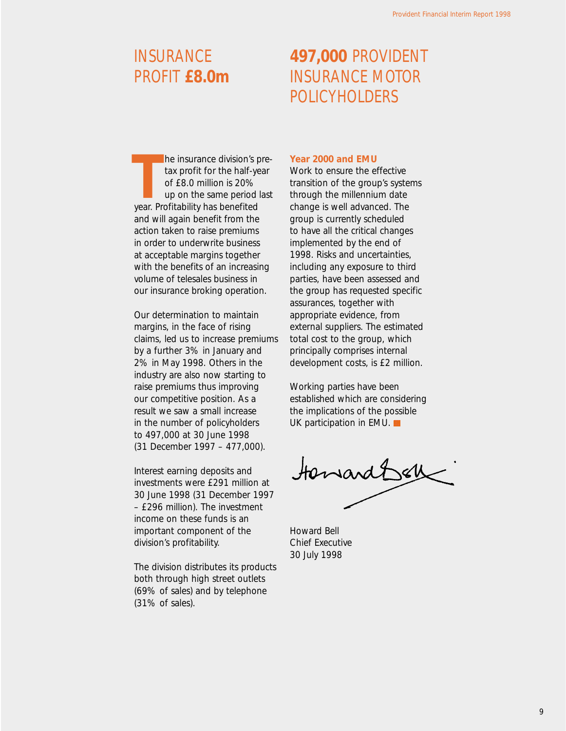# INSURANCE PROFIT **£8.0m**

# **497,000** PROVIDENT INSURANCE MOTOR POLICYHOLDERS

The insurance division's pre-tax profit for the half-year of £8.0 million is 20% up on the same period last year. Profitability has benefited and will again benefit from the action taken to raise premiums in order to underwrite business at acceptable margins together with the benefits of an increasing volume of telesales business in our insurance broking operation.

Our determination to maintain margins, in the face of rising claims, led us to increase premiums by a further 3% in January and 2% in May 1998. Others in the industry are also now starting to raise premiums thus improving our competitive position. As a result we saw a small increase in the number of policyholders to 497,000 at 30 June 1998 (31 December 1997 – 477,000).

Interest earning deposits and investments were £291 million at 30 June 1998 (31 December 1997 – £296 million). The investment income on these funds is an important component of the division's profitability.

The division distributes its products both through high street outlets (69% of sales) and by telephone (31% of sales).

**Year 2000 and EMU**

Work to ensure the effective transition of the group's systems through the millennium date change is well advanced. The group is currently scheduled to have all the critical changes implemented by the end of 1998. Risks and uncertainties, including any exposure to third parties, have been assessed and the group has requested specific assurances, together with appropriate evidence, from external suppliers. The estimated total cost to the group, which principally comprises internal development costs, is £2 million.

Working parties have been established which are considering the implications of the possible UK participation in EMU.

Howard Bell
Chief Executive
30 July 1998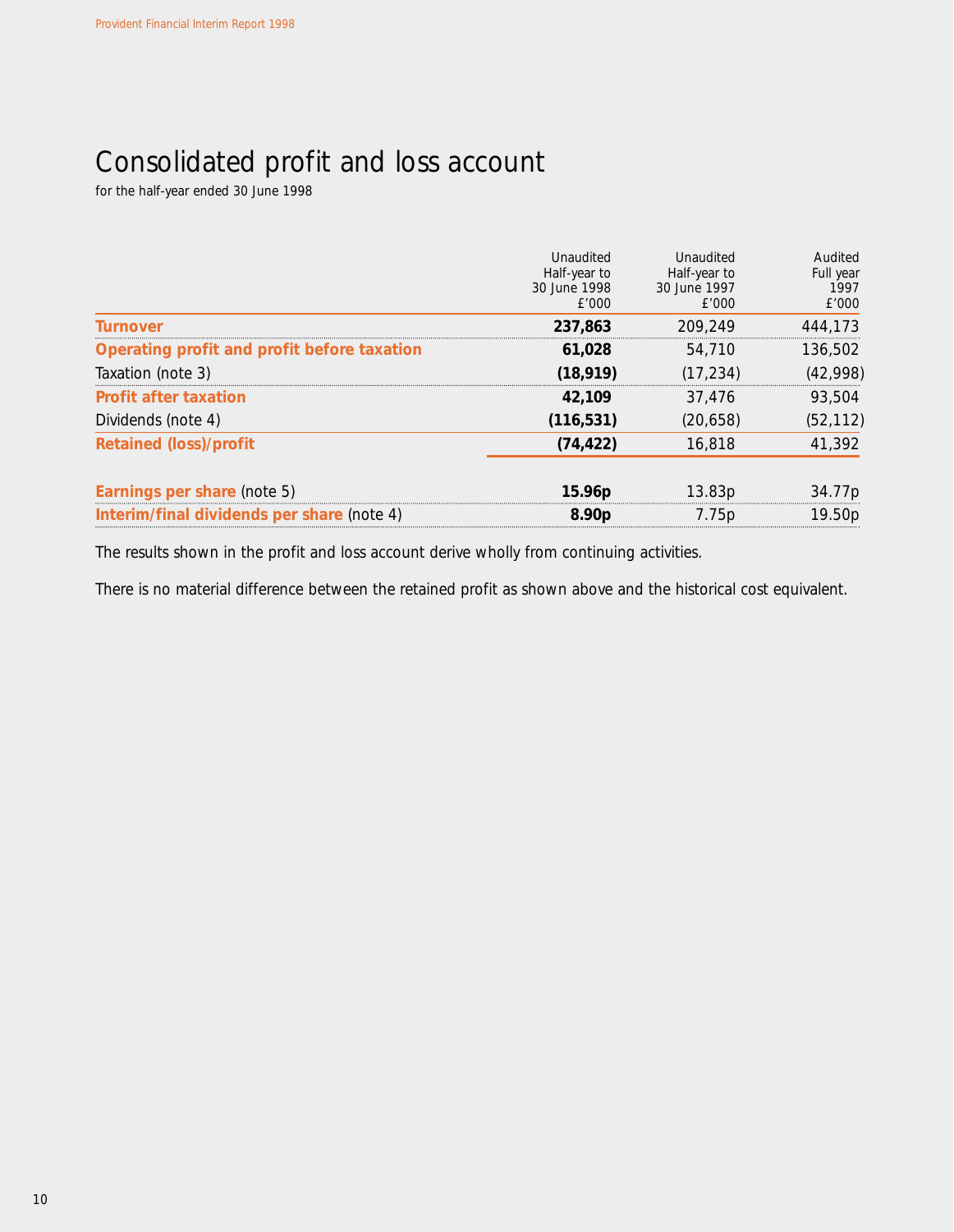# Consolidated profit and loss account

for the half-year ended 30 June 1998

| | Unaudited Half-year to 30 June 1998 £'000 | Unaudited Half-year to 30 June 1997 £'000 | Audited Full year 1997 £'000 |
|---|---|---|---|
| **Turnover** | **237,863** | 209,249 | 444,173 |
| **Operating profit and profit before taxation** | **61,028** | 54,710 | 136,502 |
| Taxation (note 3) | **(18,919)** | (17,234) | (42,998) |
| **Profit after taxation** | **42,109** | 37,476 | 93,504 |
| Dividends (note 4) | **(116,531)** | (20,658) | (52,112) |
| **Retained (loss)/profit** | **(74,422)** | 16,818 | 41,392 |
| | | | |
| **Earnings per share** (note 5) | **15.96p** | 13.83p | 34.77p |
| **Interim/final dividends per share** (note 4) | **8.90p** | 7.75p | 19.50p |

The results shown in the profit and loss account derive wholly from continuing activities.

There is no material difference between the retained profit as shown above and the historical cost equivalent.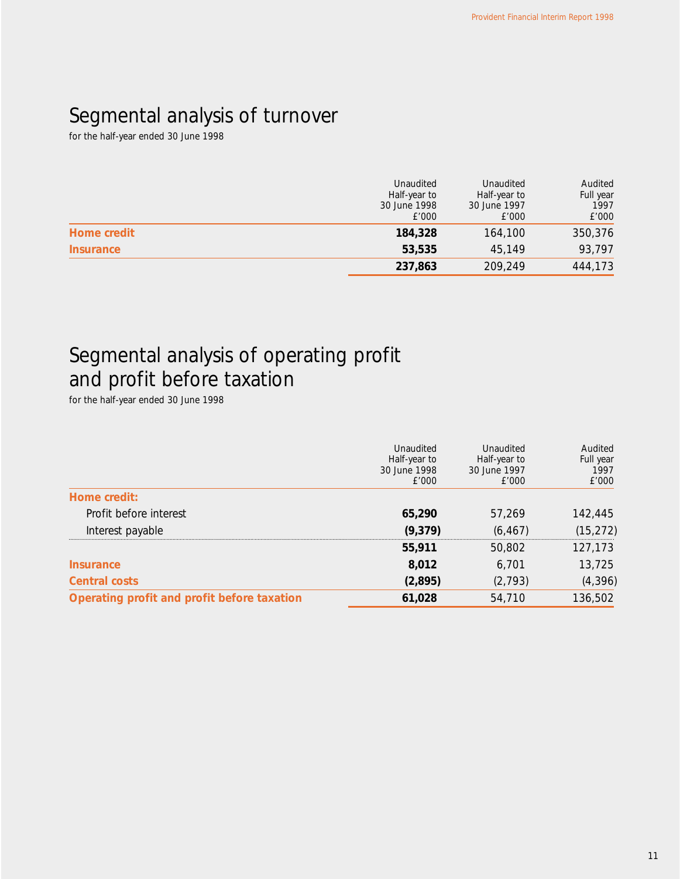# Segmental analysis of turnover

for the half-year ended 30 June 1998

| | Unaudited Half-year to 30 June 1998 £'000 | Unaudited Half-year to 30 June 1997 £'000 | Audited Full year 1997 £'000 |
|---|---|---|---|
| **Home credit** | **184,328** | 164,100 | 350,376 |
| **Insurance** | **53,535** | 45,149 | 93,797 |
| | **237,863** | 209,249 | 444,173 |

# Segmental analysis of operating profit and profit before taxation

for the half-year ended 30 June 1998

| | Unaudited Half-year to 30 June 1998 £'000 | Unaudited Half-year to 30 June 1997 £'000 | Audited Full year 1997 £'000 |
|---|---|---|---|
| **Home credit:** | | | |
| Profit before interest | **65,290** | 57,269 | 142,445 |
| Interest payable | **(9,379)** | (6,467) | (15,272) |
| | **55,911** | 50,802 | 127,173 |
| **Insurance** | **8,012** | 6,701 | 13,725 |
| **Central costs** | **(2,895)** | (2,793) | (4,396) |
| **Operating profit and profit before taxation** | **61,028** | 54,710 | 136,502 |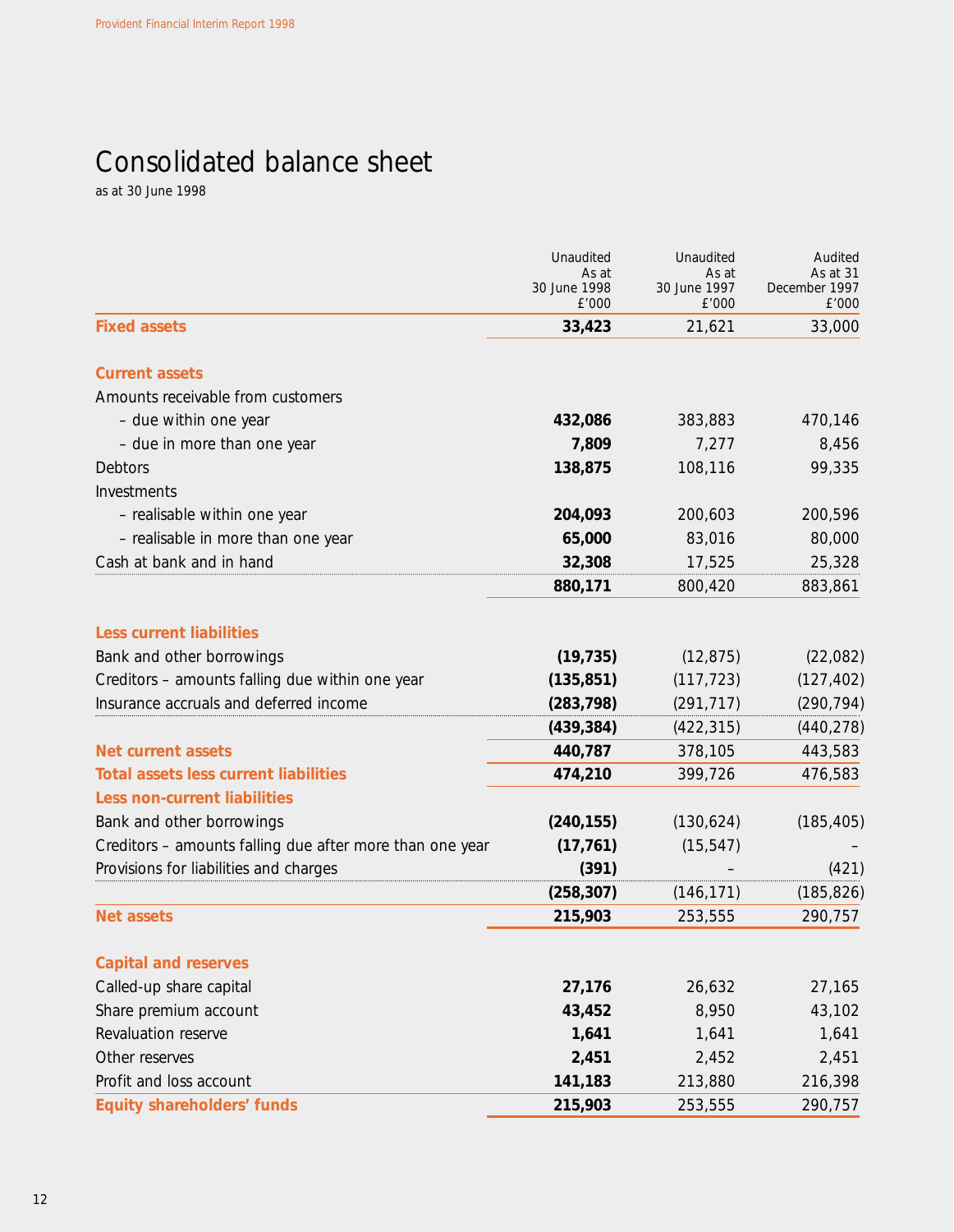# Consolidated balance sheet

as at 30 June 1998

| | Unaudited As at 30 June 1998 £'000 | Unaudited As at 30 June 1997 £'000 | Audited As at 31 December 1997 £'000 |
|---|---|---|---|
| **Fixed assets** | **33,423** | 21,621 | 33,000 |
| **Current assets** | | | |
| Amounts receivable from customers | | | |
| – due within one year | **432,086** | 383,883 | 470,146 |
| – due in more than one year | **7,809** | 7,277 | 8,456 |
| Debtors | **138,875** | 108,116 | 99,335 |
| Investments | | | |
| – realisable within one year | **204,093** | 200,603 | 200,596 |
| – realisable in more than one year | **65,000** | 83,016 | 80,000 |
| Cash at bank and in hand | **32,308** | 17,525 | 25,328 |
| | **880,171** | 800,420 | 883,861 |
| **Less current liabilities** | | | |
| Bank and other borrowings | **(19,735)** | (12,875) | (22,082) |
| Creditors – amounts falling due within one year | **(135,851)** | (117,723) | (127,402) |
| Insurance accruals and deferred income | **(283,798)** | (291,717) | (290,794) |
| | **(439,384)** | (422,315) | (440,278) |
| **Net current assets** | **440,787** | 378,105 | 443,583 |
| **Total assets less current liabilities** | **474,210** | 399,726 | 476,583 |
| **Less non-current liabilities** | | | |
| Bank and other borrowings | **(240,155)** | (130,624) | (185,405) |
| Creditors – amounts falling due after more than one year | **(17,761)** | (15,547) | – |
| Provisions for liabilities and charges | **(391)** | – | (421) |
| | **(258,307)** | (146,171) | (185,826) |
| **Net assets** | **215,903** | 253,555 | 290,757 |
| **Capital and reserves** | | | |
| Called-up share capital | **27,176** | 26,632 | 27,165 |
| Share premium account | **43,452** | 8,950 | 43,102 |
| Revaluation reserve | **1,641** | 1,641 | 1,641 |
| Other reserves | **2,451** | 2,452 | 2,451 |
| Profit and loss account | **141,183** | 213,880 | 216,398 |
| **Equity shareholders' funds** | **215,903** | 253,555 | 290,757 |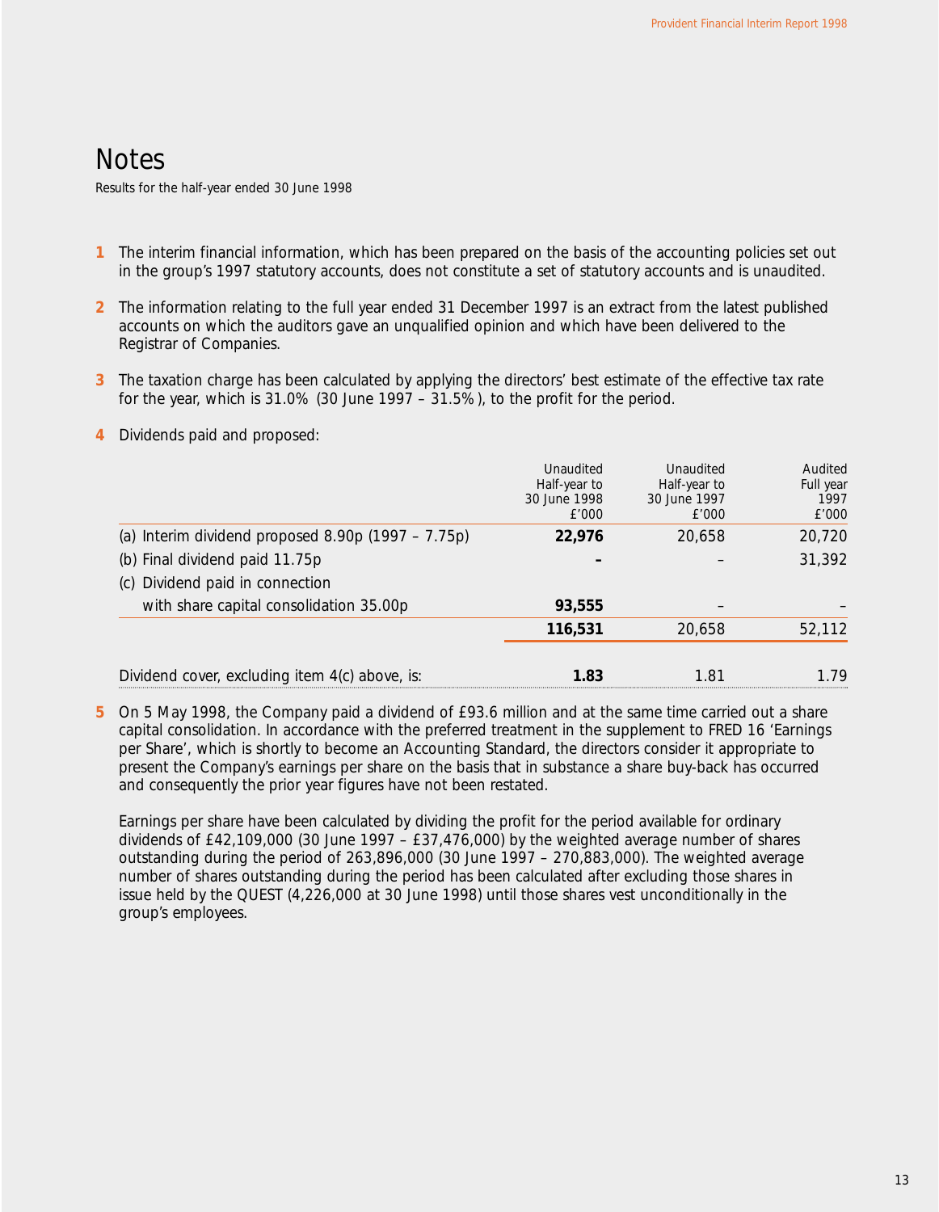# Notes

Results for the half-year ended 30 June 1998

**1** The interim financial information, which has been prepared on the basis of the accounting policies set out in the group's 1997 statutory accounts, does not constitute a set of statutory accounts and is unaudited.

**2** The information relating to the full year ended 31 December 1997 is an extract from the latest published accounts on which the auditors gave an unqualified opinion and which have been delivered to the Registrar of Companies.

**3** The taxation charge has been calculated by applying the directors' best estimate of the effective tax rate for the year, which is 31.0% (30 June 1997 – 31.5%), to the profit for the period.

**4** Dividends paid and proposed:

| | Unaudited Half-year to 30 June 1998 £'000 | Unaudited Half-year to 30 June 1997 £'000 | Audited Full year 1997 £'000 |
|---|---|---|---|
| (a) Interim dividend proposed 8.90p (1997 – 7.75p) | **22,976** | 20,658 | 20,720 |
| (b) Final dividend paid 11.75p | **–** | – | 31,392 |
| (c) Dividend paid in connection with share capital consolidation 35.00p | **93,555** | – | – |
| | **116,531** | 20,658 | 52,112 |
| Dividend cover, excluding item 4(c) above, is: | **1.83** | 1.81 | 1.79 |

**5** On 5 May 1998, the Company paid a dividend of £93.6 million and at the same time carried out a share capital consolidation. In accordance with the preferred treatment in the supplement to FRED 16 'Earnings per Share', which is shortly to become an Accounting Standard, the directors consider it appropriate to present the Company's earnings per share on the basis that in substance a share buy-back has occurred and consequently the prior year figures have not been restated.

Earnings per share have been calculated by dividing the profit for the period available for ordinary dividends of £42,109,000 (30 June 1997 – £37,476,000) by the weighted average number of shares outstanding during the period of 263,896,000 (30 June 1997 – 270,883,000). The weighted average number of shares outstanding during the period has been calculated after excluding those shares in issue held by the QUEST (4,226,000 at 30 June 1998) until those shares vest unconditionally in the group's employees.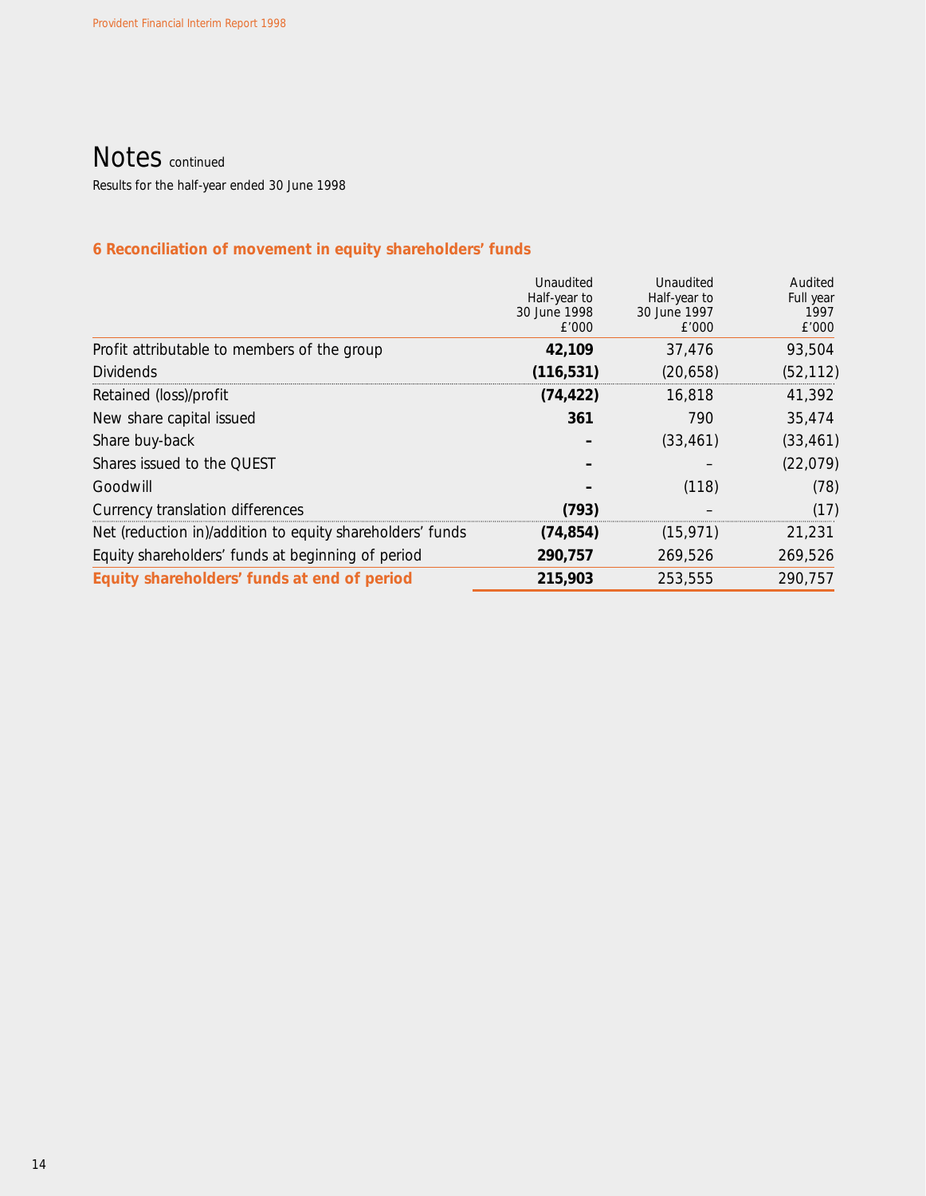# Notes continued

Results for the half-year ended 30 June 1998

## 6 Reconciliation of movement in equity shareholders' funds

| | Unaudited Half-year to 30 June 1998 £'000 | Unaudited Half-year to 30 June 1997 £'000 | Audited Full year 1997 £'000 |
|---|---|---|---|
| Profit attributable to members of the group | **42,109** | 37,476 | 93,504 |
| Dividends | **(116,531)** | (20,658) | (52,112) |
| Retained (loss)/profit | **(74,422)** | 16,818 | 41,392 |
| New share capital issued | **361** | 790 | 35,474 |
| Share buy-back | **–** | (33,461) | (33,461) |
| Shares issued to the QUEST | **–** | – | (22,079) |
| Goodwill | **–** | (118) | (78) |
| Currency translation differences | **(793)** | – | (17) |
| Net (reduction in)/addition to equity shareholders' funds | **(74,854)** | (15,971) | 21,231 |
| Equity shareholders' funds at beginning of period | **290,757** | 269,526 | 269,526 |
| **Equity shareholders' funds at end of period** | **215,903** | 253,555 | 290,757 |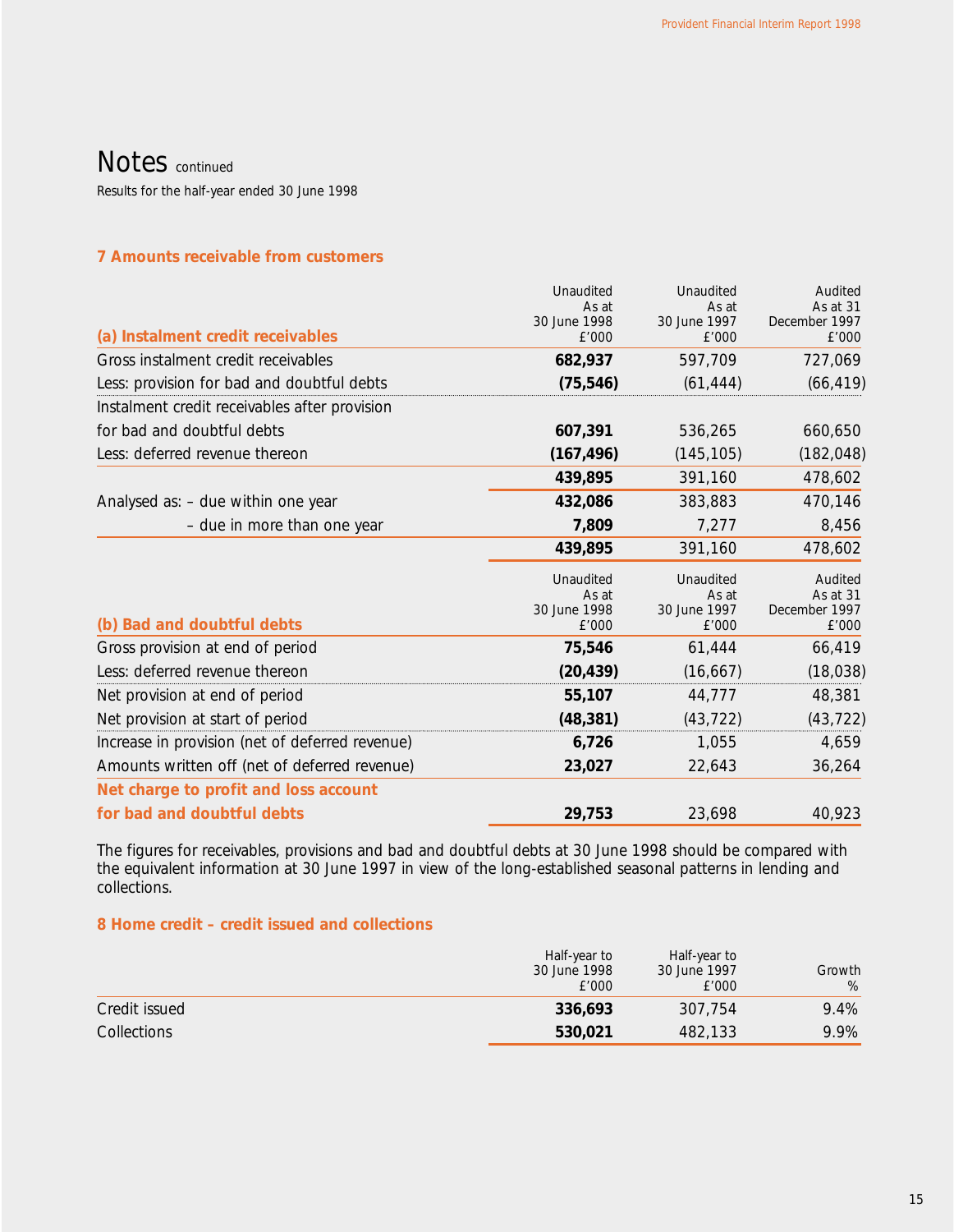# Notes continued

Results for the half-year ended 30 June 1998

## 7 Amounts receivable from customers

| (a) Instalment credit receivables | Unaudited As at 30 June 1998 £'000 | Unaudited As at 30 June 1997 £'000 | Audited As at 31 December 1997 £'000 |
|---|---|---|---|
| Gross instalment credit receivables | **682,937** | 597,709 | 727,069 |
| Less: provision for bad and doubtful debts | **(75,546)** | (61,444) | (66,419) |
| Instalment credit receivables after provision for bad and doubtful debts | **607,391** | 536,265 | 660,650 |
| Less: deferred revenue thereon | **(167,496)** | (145,105) | (182,048) |
| | **439,895** | 391,160 | 478,602 |
| Analysed as: – due within one year | **432,086** | 383,883 | 470,146 |
| – due in more than one year | **7,809** | 7,277 | 8,456 |
| | **439,895** | 391,160 | 478,602 |

| (b) Bad and doubtful debts | Unaudited As at 30 June 1998 £'000 | Unaudited As at 30 June 1997 £'000 | Audited As at 31 December 1997 £'000 |
|---|---|---|---|
| Gross provision at end of period | **75,546** | 61,444 | 66,419 |
| Less: deferred revenue thereon | **(20,439)** | (16,667) | (18,038) |
| Net provision at end of period | **55,107** | 44,777 | 48,381 |
| Net provision at start of period | **(48,381)** | (43,722) | (43,722) |
| Increase in provision (net of deferred revenue) | **6,726** | 1,055 | 4,659 |
| Amounts written off (net of deferred revenue) | **23,027** | 22,643 | 36,264 |
| **Net charge to profit and loss account for bad and doubtful debts** | **29,753** | 23,698 | 40,923 |

The figures for receivables, provisions and bad and doubtful debts at 30 June 1998 should be compared with the equivalent information at 30 June 1997 in view of the long-established seasonal patterns in lending and collections.

## 8 Home credit – credit issued and collections

| | Half-year to 30 June 1998 £'000 | Half-year to 30 June 1997 £'000 | Growth % |
|---|---|---|---|
| Credit issued | **336,693** | 307,754 | 9.4% |
| Collections | **530,021** | 482,133 | 9.9% |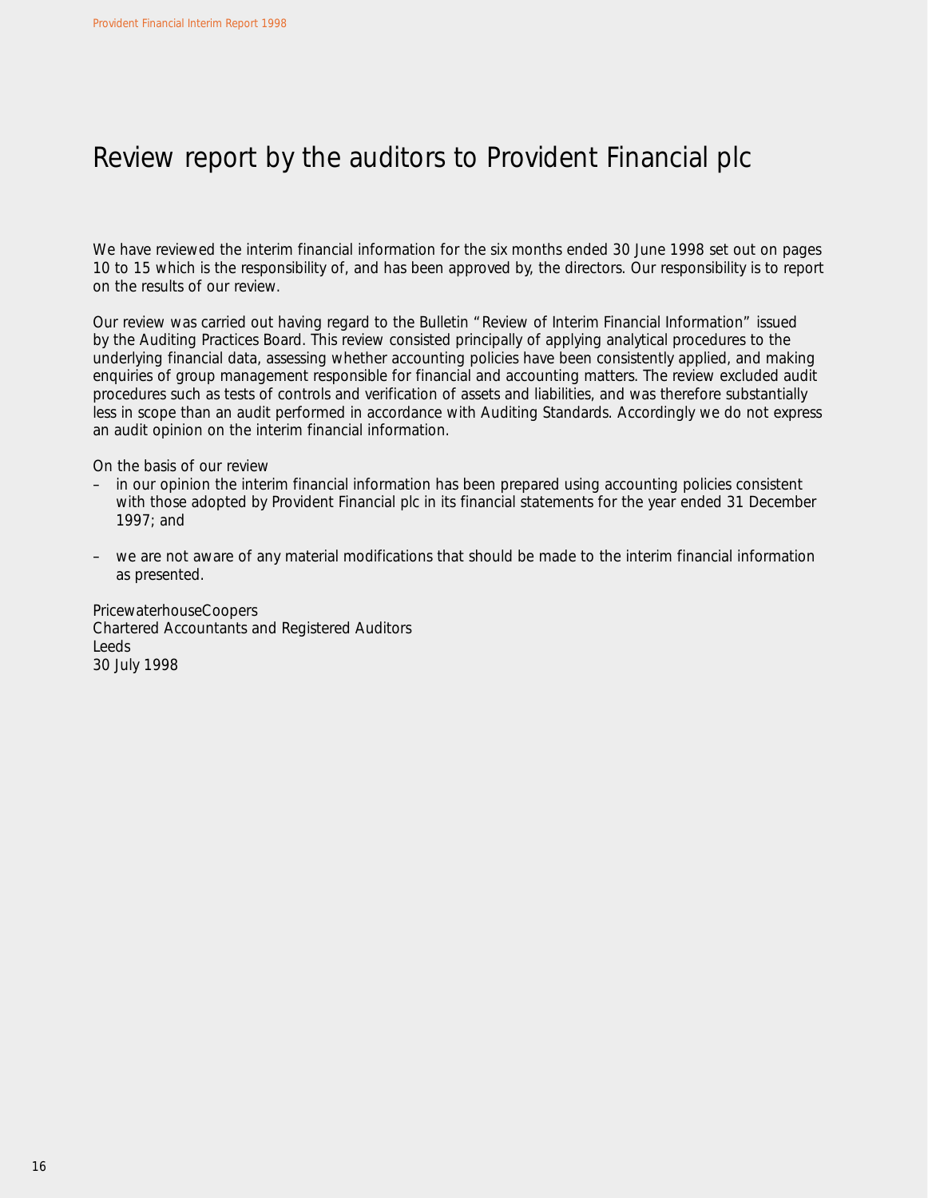# Review report by the auditors to Provident Financial plc

We have reviewed the interim financial information for the six months ended 30 June 1998 set out on pages 10 to 15 which is the responsibility of, and has been approved by, the directors. Our responsibility is to report on the results of our review.

Our review was carried out having regard to the Bulletin "Review of Interim Financial Information" issued by the Auditing Practices Board. This review consisted principally of applying analytical procedures to the underlying financial data, assessing whether accounting policies have been consistently applied, and making enquiries of group management responsible for financial and accounting matters. The review excluded audit procedures such as tests of controls and verification of assets and liabilities, and was therefore substantially less in scope than an audit performed in accordance with Auditing Standards. Accordingly we do not express an audit opinion on the interim financial information.

On the basis of our review

- in our opinion the interim financial information has been prepared using accounting policies consistent with those adopted by Provident Financial plc in its financial statements for the year ended 31 December 1997; and
- we are not aware of any material modifications that should be made to the interim financial information as presented.

PricewaterhouseCoopers
Chartered Accountants and Registered Auditors
Leeds
30 July 1998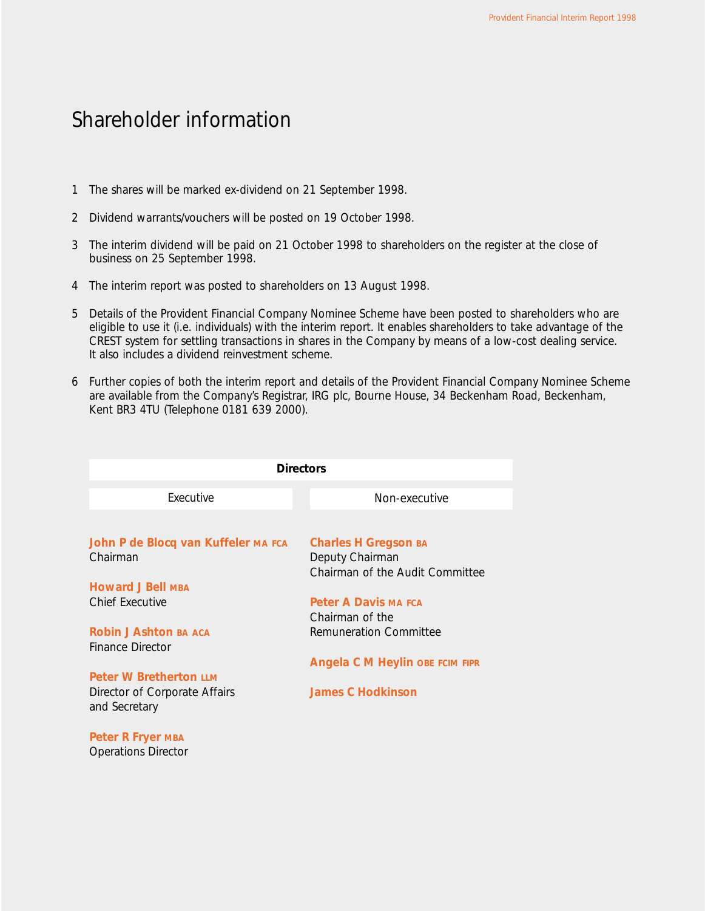# Shareholder information

1. The shares will be marked ex-dividend on 21 September 1998.

2. Dividend warrants/vouchers will be posted on 19 October 1998.

3. The interim dividend will be paid on 21 October 1998 to shareholders on the register at the close of business on 25 September 1998.

4. The interim report was posted to shareholders on 13 August 1998.

5. Details of the Provident Financial Company Nominee Scheme have been posted to shareholders who are eligible to use it (i.e. individuals) with the interim report. It enables shareholders to take advantage of the CREST system for settling transactions in shares in the Company by means of a low-cost dealing service. It also includes a dividend reinvestment scheme.

6. Further copies of both the interim report and details of the Provident Financial Company Nominee Scheme are available from the Company's Registrar, IRG plc, Bourne House, 34 Beckenham Road, Beckenham, Kent BR3 4TU (Telephone 0181 639 2000).

## Directors

### Executive

**John P de Blocq van Kuffeler** MA FCA
Chairman

**Howard J Bell** MBA
Chief Executive

**Robin J Ashton** BA ACA
Finance Director

**Peter W Bretherton** LLM
Director of Corporate Affairs and Secretary

**Peter R Fryer** MBA
Operations Director

### Non-executive

**Charles H Gregson** BA
Deputy Chairman
Chairman of the Audit Committee

**Peter A Davis** MA FCA
Chairman of the Remuneration Committee

**Angela C M Heylin** OBE FCIM FIPR

**James C Hodkinson**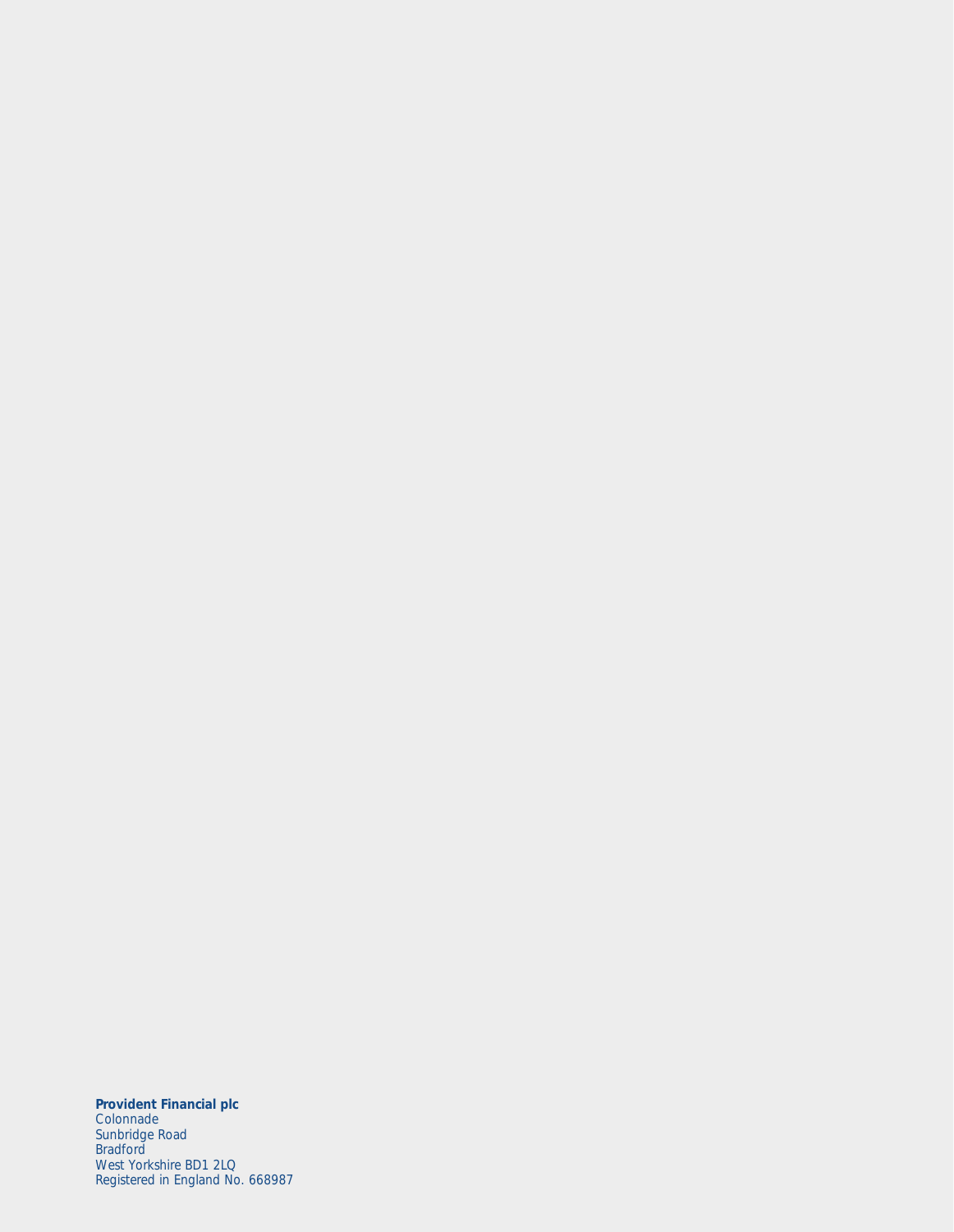**Provident Financial plc**
Colonnade
Sunbridge Road
Bradford
West Yorkshire BD1 2LQ
Registered in England No. 668987